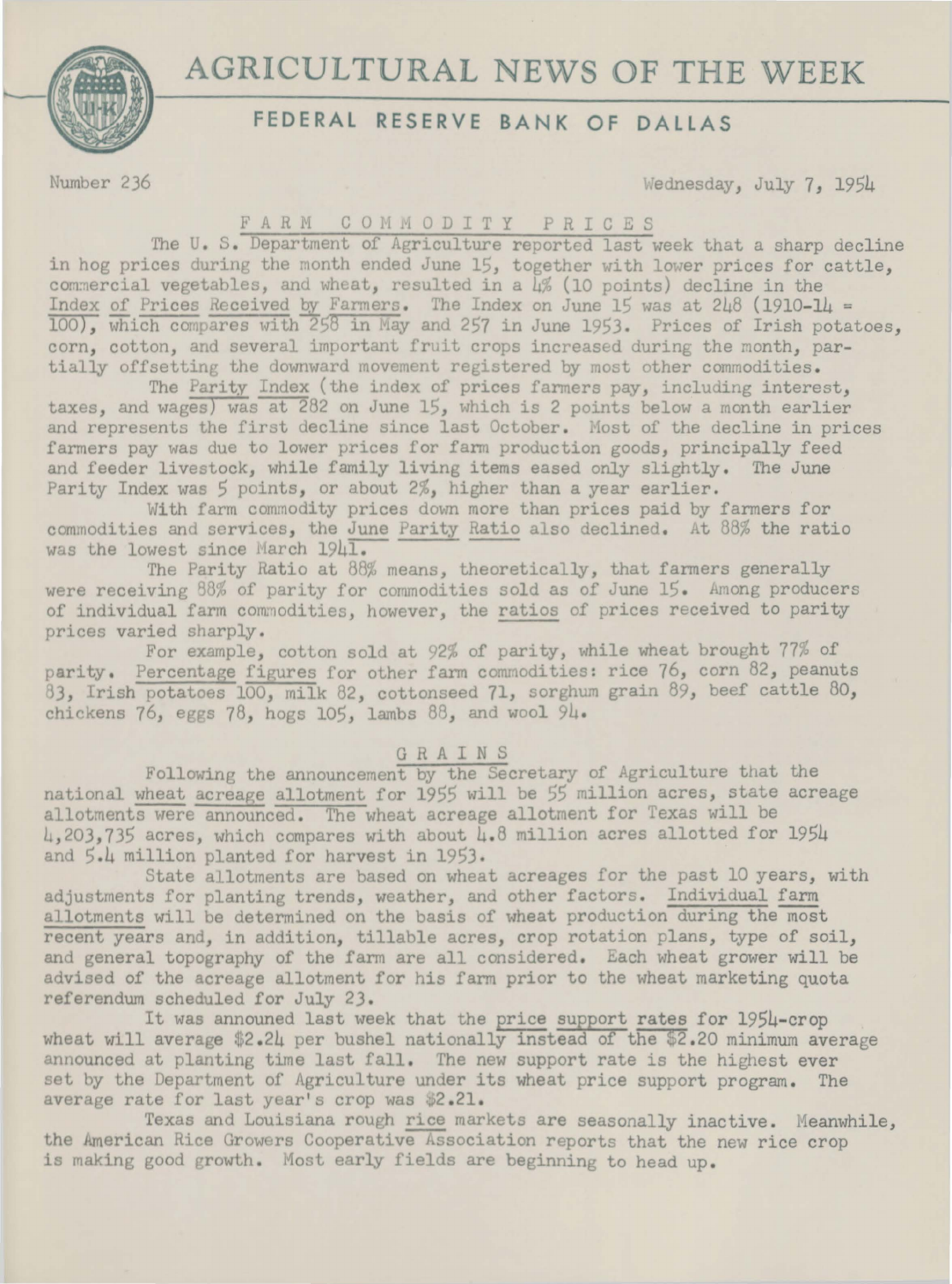# AGRICULTURAL NEWS OF THE WEEK

## FEDERAL RESERVE BANK OF DALLAS

Number 236 Wednesday, July 7, 1954

### FARM COMMODITY PRICES

The U. S. Department of Agriculture reported last week that a sharp decline in hog prices during the month ended June 15, together with lower prices for cattle, commercial vegetables, and wheat, resulted in a 4% (10 points) decline in the Index of Prices Received by Farmers. The Index on June 15 was at 248 (1910-14 = 100), which compares with 258 in May and 257 in June 1953. Prices of Irish potatoes, corn, cotton, and several important fruit crops increased during the month, partially offsetting the downward movement registered by most other commodities.

The Parity Index (the index of prices farmers pay, including interest, taxes, and wages) was at 282 on June 15, which is 2 points below a month earlier and represents the first decline since last October. Most of the decline in prices farmers pay was due to lower prices for farm production goods, principally feed and feeder livestock, while family living items eased only slightly. The June Parity Index was 5 points, or about 2%, higher than a year earlier.

With farm commodity prices down more than prices paid by farmers for commodities and services, the June Parity Ratio also declined. At 88% the ratio was the lowest since March 1941.

The Parity Ratio at 88% means, theoretically, that farmers generally were receiving 88% of parity for commodities sold as of June 15. Among producers of individual farm commodities, however, the ratios of prices received to parity prices varied sharply.

For example, cotton sold at 92% of parity, while wheat brought 77% of parity. Percentage figures for other farm commodities: rice 76, corn 82, peanuts 83, Irish potatoes 100, milk 82, cottonseed 71, sorghum grain 89, beef cattle 80, chickens 76, eggs 78, hogs 105, lambs 88, and wool 94.

### GRAINS

Following the announcement by the Secretary of Agriculture that the national wheat acreage allotment for 1955 will be 55 million acres, state acreage allotments were announced. The wheat acreage allotment for Texas will be 4,203,735 acres, which compares with about 4.8 million acres allotted for 1954 and 5.4 million planted for harvest in 1953.

State allotments are based on wheat acreages for the past 10 years, with adjustments for planting trends, weather, and other factors. Individual farm allotments will be determined on the basis of wheat production during the most recent years and, in addition, tillable acres, crop rotation plans, type of soil, and general topography of the farm are all considered. Each wheat grower will be advised of the acreage allotment for his farm prior to the wheat marketing quota referendum scheduled for July 23.

It was announed last week that the price support rates for 1954-crop wheat will average $2.24 per bushel nationally instead of the $2.20 minimum average announced at planting time last fall. The new support rate is the highest ever set by the Department of Agriculture under its wheat price support program. The average rate for last year's crop was $2.21.

Texas and Louisiana rough rice markets are seasonally inactive. Meanwhile, the American Rice Growers Cooperative Association reports that the new rice crop is making good growth. Most early fields are beginning to head up.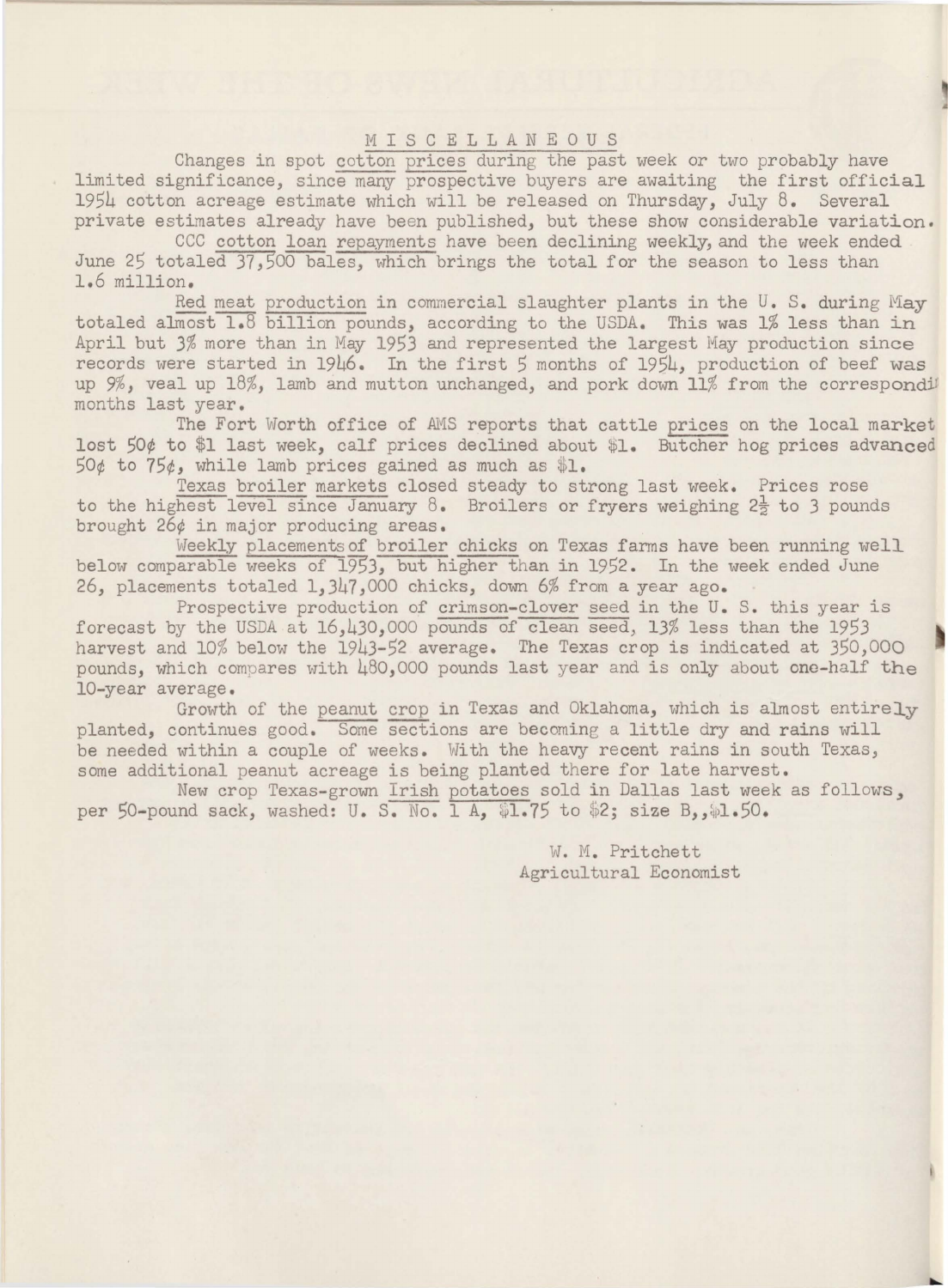## MISCELLANEOUS

Changes in spot cotton prices during the past week or two probably have limited significance, since many prospective buyers are awaiting the first official 1954 cotton acreage estimate which will be released on Thursday, July 8. Several private estimates already have been published, but these show considerable variation.

CCC cotton loan repayments have been declining weekly, and the week ended June 25 totaled 37,500 bales, which brings the total for the season to less than 1.6 million.

Red meat production in commercial slaughter plants in the U. S. during May totaled almost 1.8 billion pounds, according to the USDA. This was 1% less than in April but 3% more than in May 1953 and represented the largest May production since records were started in 1946. In the first 5 months of 1954, production of beef was up 9%, veal up 18%, lamb and mutton unchanged, and pork down 11% from the correspondi months last year.

The Fort Worth office of AMS reports that cattle prices on the local market lost 50¢ to $1 last week, calf prices declined about $1. Butcher hog prices advanced 50¢ to 75¢, while lamb prices gained as much as $1.

Texas broiler markets closed steady to strong last week. Prices rose to the highest level since January 8. Broilers or fryers weighing $2\frac{1}{2}$ to 3 pounds brought 26¢ in major producing areas.

Weekly placements of broiler chicks on Texas farms have been running well below comparable weeks of 1953, but higher than in 1952. In the week ended June 26, placements totaled 1,347,000 chicks, down 6% from a year ago.

Prospective production of crimson-clover seed in the U. S. this year is forecast by the USDA at 16,430,000 pounds of clean seed, 13% less than the 1953 harvest and 10% below the 1943-52 average. The Texas crop is indicated at 350,000 pounds, which compares with 480,000 pounds last year and is only about one-half the 10-year average.

Growth of the peanut crop in Texas and Oklahoma, which is almost entirely planted, continues good. Some sections are becoming a little dry and rains will be needed within a couple of weeks. With the heavy recent rains in south Texas, some additional peanut acreage is being planted there for late harvest.

New crop Texas-grown Irish potatoes sold in Dallas last week as follows, per 50-pound sack, washed: U. S. No. 1 A, $1.75 to $2; size B, $1.50.

W. M. Pritchett
Agricultural Economist